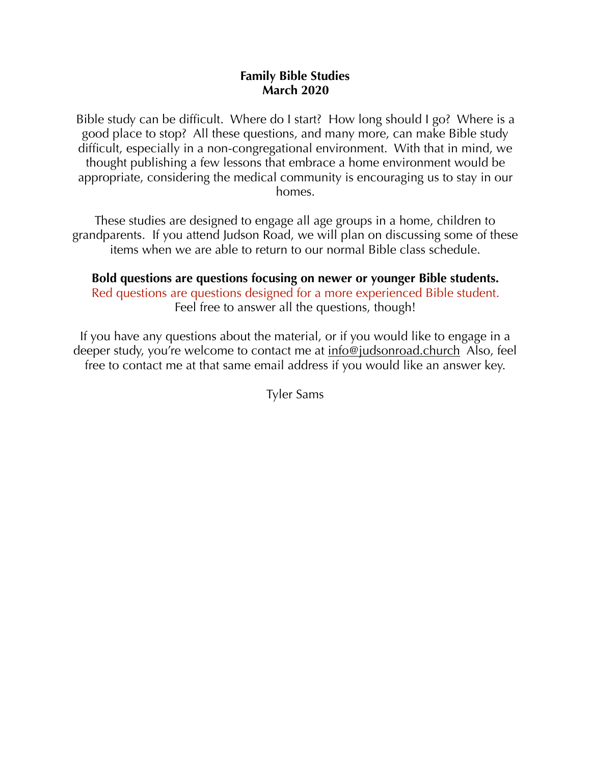**Family Bible Studies**
**March 2020**

Bible study can be difficult. Where do I start? How long should I go? Where is a good place to stop? All these questions, and many more, can make Bible study difficult, especially in a non-congregational environment. With that in mind, we thought publishing a few lessons that embrace a home environment would be appropriate, considering the medical community is encouraging us to stay in our homes.

These studies are designed to engage all age groups in a home, children to grandparents. If you attend Judson Road, we will plan on discussing some of these items when we are able to return to our normal Bible class schedule.

**Bold questions are questions focusing on newer or younger Bible students.**
Red questions are questions designed for a more experienced Bible student.
Feel free to answer all the questions, though!

If you have any questions about the material, or if you would like to engage in a deeper study, you're welcome to contact me at info@judsonroad.church Also, feel free to contact me at that same email address if you would like an answer key.

Tyler Sams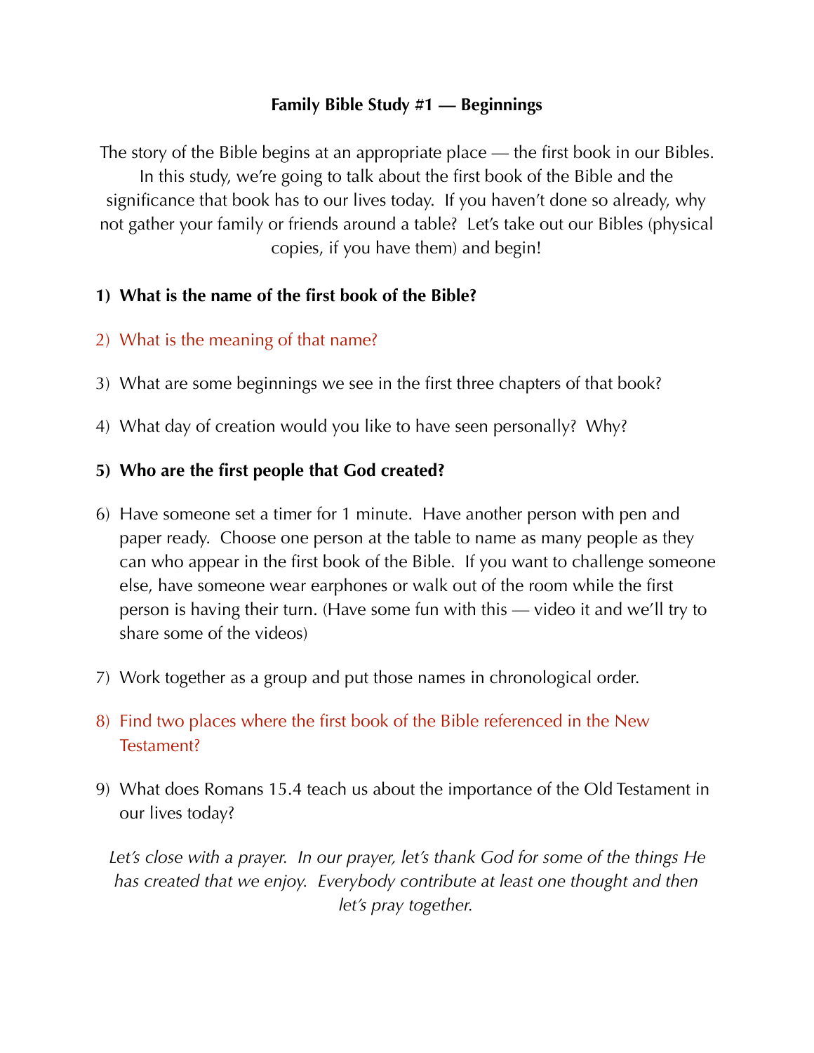**Family Bible Study #1 — Beginnings**

The story of the Bible begins at an appropriate place — the first book in our Bibles. In this study, we're going to talk about the first book of the Bible and the significance that book has to our lives today. If you haven't done so already, why not gather your family or friends around a table? Let's take out our Bibles (physical copies, if you have them) and begin!

1) **What is the name of the first book of the Bible?**

2) What is the meaning of that name?

3) What are some beginnings we see in the first three chapters of that book?

4) What day of creation would you like to have seen personally? Why?

5) **Who are the first people that God created?**

6) Have someone set a timer for 1 minute. Have another person with pen and paper ready. Choose one person at the table to name as many people as they can who appear in the first book of the Bible. If you want to challenge someone else, have someone wear earphones or walk out of the room while the first person is having their turn. (Have some fun with this — video it and we'll try to share some of the videos)

7) Work together as a group and put those names in chronological order.

8) Find two places where the first book of the Bible referenced in the New Testament?

9) What does Romans 15.4 teach us about the importance of the Old Testament in our lives today?

*Let's close with a prayer. In our prayer, let's thank God for some of the things He has created that we enjoy. Everybody contribute at least one thought and then let's pray together.*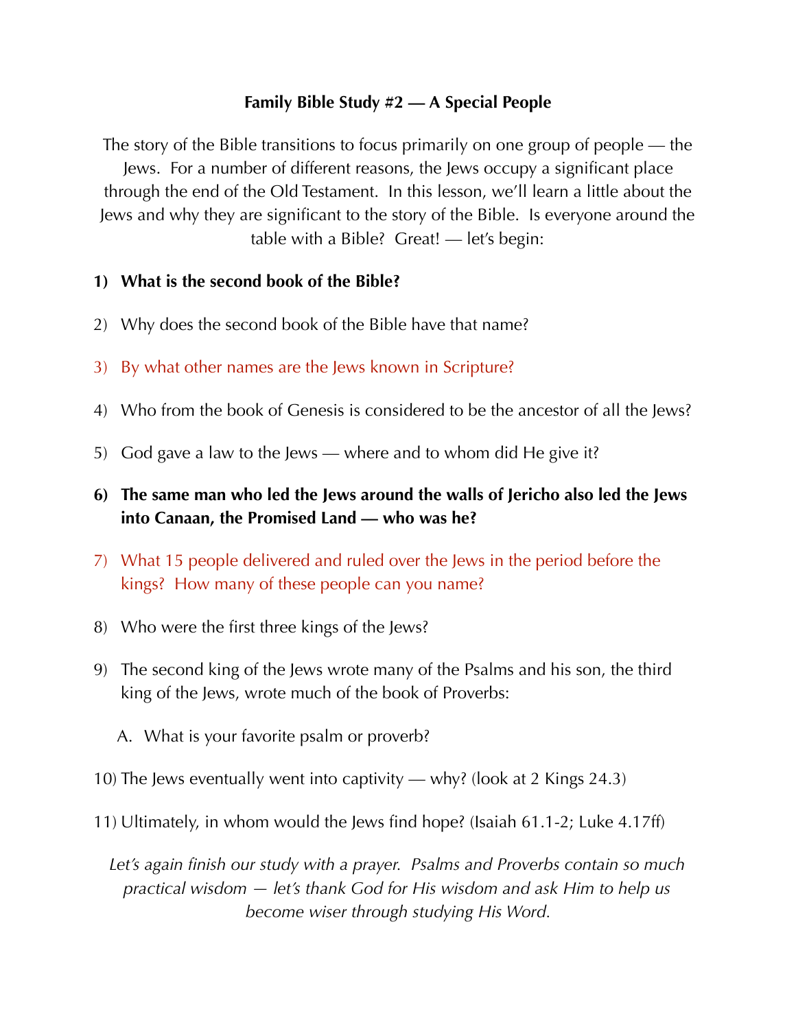**Family Bible Study #2 — A Special People**

The story of the Bible transitions to focus primarily on one group of people — the Jews. For a number of different reasons, the Jews occupy a significant place through the end of the Old Testament. In this lesson, we'll learn a little about the Jews and why they are significant to the story of the Bible. Is everyone around the table with a Bible? Great! — let's begin:

1) **What is the second book of the Bible?**

2) Why does the second book of the Bible have that name?

3) By what other names are the Jews known in Scripture?

4) Who from the book of Genesis is considered to be the ancestor of all the Jews?

5) God gave a law to the Jews — where and to whom did He give it?

6) **The same man who led the Jews around the walls of Jericho also led the Jews into Canaan, the Promised Land — who was he?**

7) What 15 people delivered and ruled over the Jews in the period before the kings? How many of these people can you name?

8) Who were the first three kings of the Jews?

9) The second king of the Jews wrote many of the Psalms and his son, the third king of the Jews, wrote much of the book of Proverbs:

   A. What is your favorite psalm or proverb?

10) The Jews eventually went into captivity — why? (look at 2 Kings 24.3)

11) Ultimately, in whom would the Jews find hope? (Isaiah 61.1-2; Luke 4.17ff)

*Let's again finish our study with a prayer. Psalms and Proverbs contain so much practical wisdom — let's thank God for His wisdom and ask Him to help us become wiser through studying His Word.*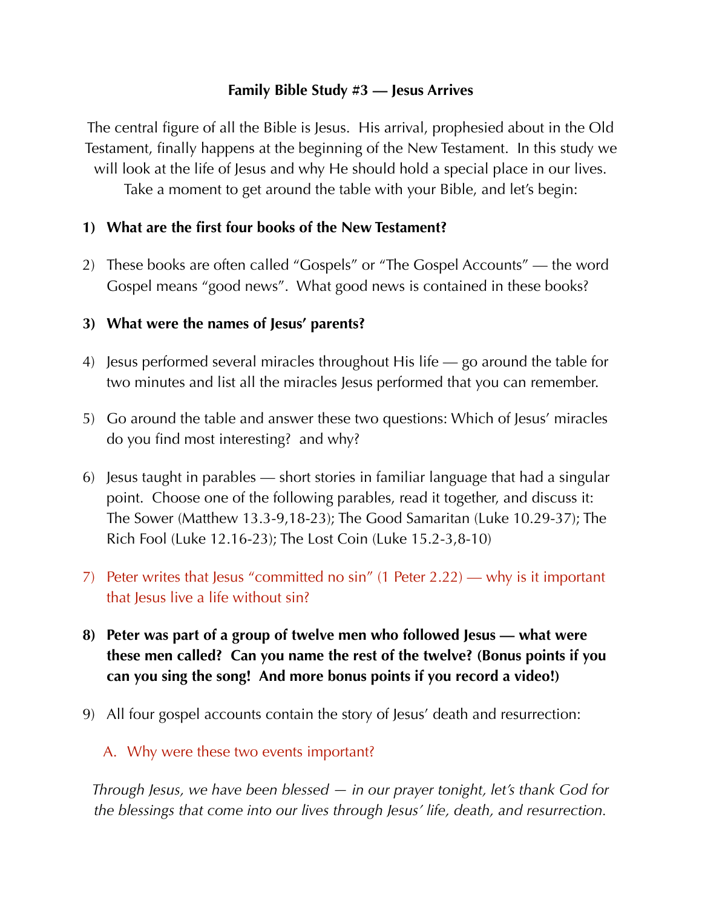**Family Bible Study #3 — Jesus Arrives**

The central figure of all the Bible is Jesus. His arrival, prophesied about in the Old Testament, finally happens at the beginning of the New Testament. In this study we will look at the life of Jesus and why He should hold a special place in our lives. Take a moment to get around the table with your Bible, and let's begin:

1) **What are the first four books of the New Testament?**

2) These books are often called "Gospels" or "The Gospel Accounts" — the word Gospel means "good news". What good news is contained in these books?

3) **What were the names of Jesus' parents?**

4) Jesus performed several miracles throughout His life — go around the table for two minutes and list all the miracles Jesus performed that you can remember.

5) Go around the table and answer these two questions: Which of Jesus' miracles do you find most interesting? and why?

6) Jesus taught in parables — short stories in familiar language that had a singular point. Choose one of the following parables, read it together, and discuss it: The Sower (Matthew 13.3-9,18-23); The Good Samaritan (Luke 10.29-37); The Rich Fool (Luke 12.16-23); The Lost Coin (Luke 15.2-3,8-10)

7) Peter writes that Jesus "committed no sin" (1 Peter 2.22) — why is it important that Jesus live a life without sin?

8) **Peter was part of a group of twelve men who followed Jesus — what were these men called? Can you name the rest of the twelve? (Bonus points if you can you sing the song! And more bonus points if you record a video!)**

9) All four gospel accounts contain the story of Jesus' death and resurrection:

   A. Why were these two events important?

*Through Jesus, we have been blessed — in our prayer tonight, let's thank God for the blessings that come into our lives through Jesus' life, death, and resurrection.*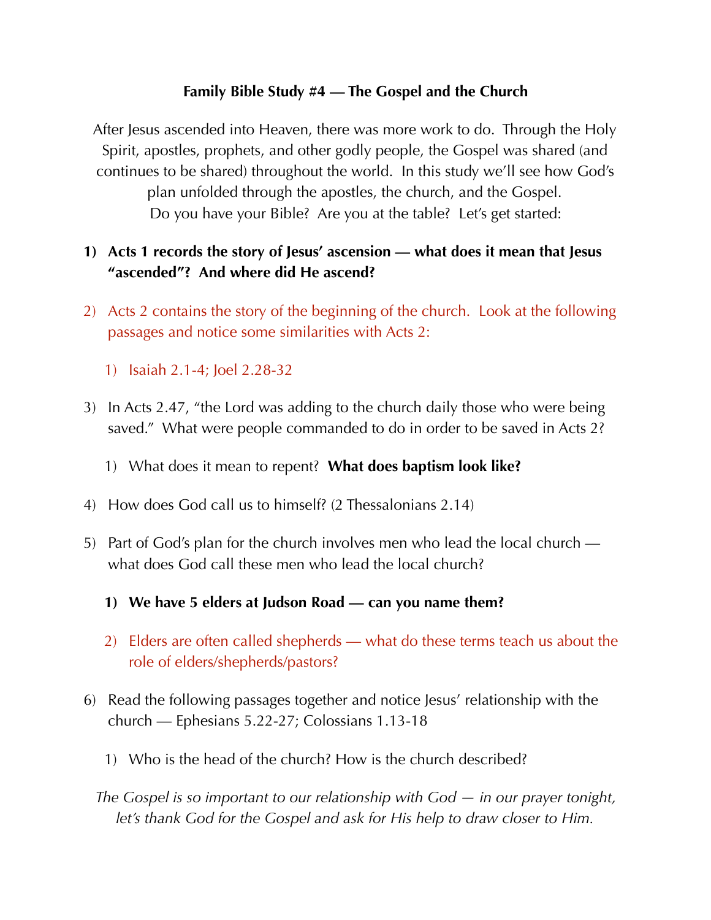**Family Bible Study #4 — The Gospel and the Church**

After Jesus ascended into Heaven, there was more work to do. Through the Holy Spirit, apostles, prophets, and other godly people, the Gospel was shared (and continues to be shared) throughout the world. In this study we'll see how God's plan unfolded through the apostles, the church, and the Gospel. Do you have your Bible? Are you at the table? Let's get started:

1) **Acts 1 records the story of Jesus' ascension — what does it mean that Jesus "ascended"? And where did He ascend?**

2) Acts 2 contains the story of the beginning of the church. Look at the following passages and notice some similarities with Acts 2:

    1) Isaiah 2.1-4; Joel 2.28-32

3) In Acts 2.47, "the Lord was adding to the church daily those who were being saved." What were people commanded to do in order to be saved in Acts 2?

    1) What does it mean to repent? **What does baptism look like?**

4) How does God call us to himself? (2 Thessalonians 2.14)

5) Part of God's plan for the church involves men who lead the local church — what does God call these men who lead the local church?

    1) **We have 5 elders at Judson Road — can you name them?**

    2) Elders are often called shepherds — what do these terms teach us about the role of elders/shepherds/pastors?

6) Read the following passages together and notice Jesus' relationship with the church — Ephesians 5.22-27; Colossians 1.13-18

    1) Who is the head of the church? How is the church described?

*The Gospel is so important to our relationship with God — in our prayer tonight, let's thank God for the Gospel and ask for His help to draw closer to Him.*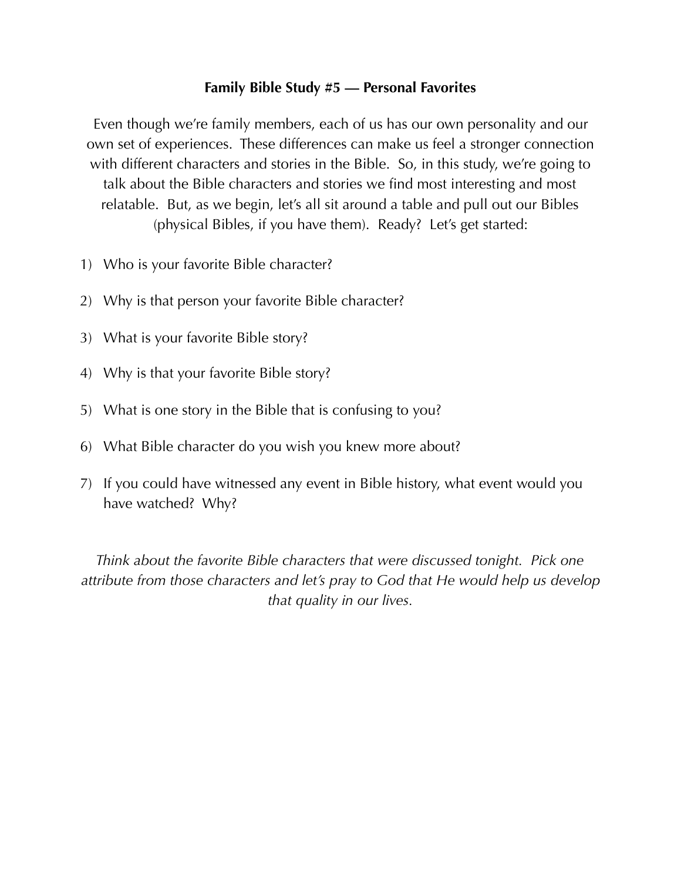**Family Bible Study #5 — Personal Favorites**

Even though we're family members, each of us has our own personality and our own set of experiences. These differences can make us feel a stronger connection with different characters and stories in the Bible. So, in this study, we're going to talk about the Bible characters and stories we find most interesting and most relatable. But, as we begin, let's all sit around a table and pull out our Bibles (physical Bibles, if you have them). Ready? Let's get started:

1) Who is your favorite Bible character?

2) Why is that person your favorite Bible character?

3) What is your favorite Bible story?

4) Why is that your favorite Bible story?

5) What is one story in the Bible that is confusing to you?

6) What Bible character do you wish you knew more about?

7) If you could have witnessed any event in Bible history, what event would you have watched? Why?

*Think about the favorite Bible characters that were discussed tonight. Pick one attribute from those characters and let's pray to God that He would help us develop that quality in our lives.*